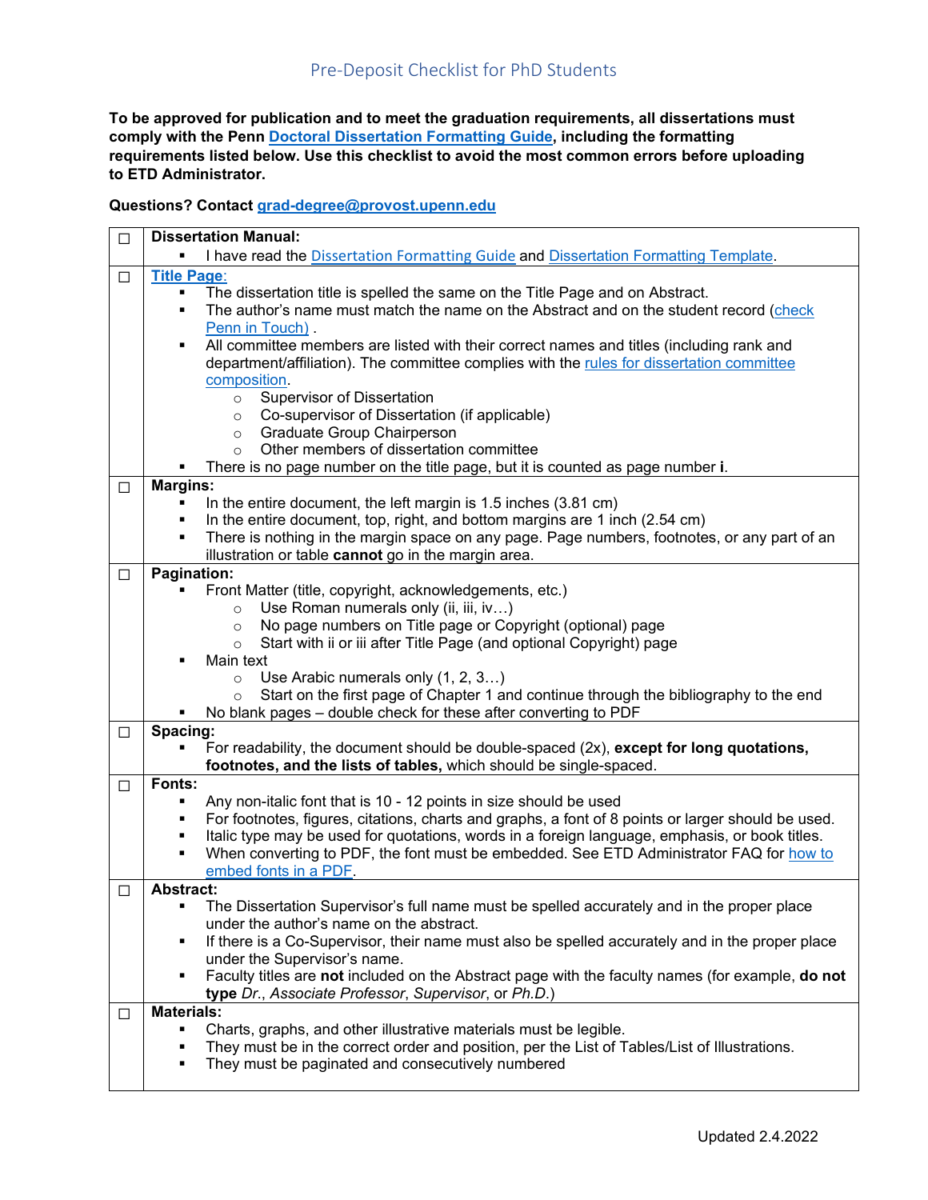# Pre-Deposit Checklist for PhD Students

**To be approved for publication and to meet the graduation requirements, all dissertations must comply with the Penn Doctoral Dissertation Formatting Guide, including the formatting requirements listed below. Use this checklist to avoid the most common errors before uploading to ETD Administrator.**

**Questions? Contact grad-degree@provost.upenn.edu**

| | |
|---|---|
| ☐ | **Dissertation Manual:**<br>▪ I have read the Dissertation Formatting Guide and Dissertation Formatting Template. |
| ☐ | **Title Page:**<br>▪ The dissertation title is spelled the same on the Title Page and on Abstract.<br>▪ The author's name must match the name on the Abstract and on the student record (check Penn in Touch) .<br>▪ All committee members are listed with their correct names and titles (including rank and department/affiliation). The committee complies with the rules for dissertation committee composition.<br>  ○ Supervisor of Dissertation<br>  ○ Co-supervisor of Dissertation (if applicable)<br>  ○ Graduate Group Chairperson<br>  ○ Other members of dissertation committee<br>▪ There is no page number on the title page, but it is counted as page number **i**. |
| ☐ | **Margins:**<br>▪ In the entire document, the left margin is 1.5 inches (3.81 cm)<br>▪ In the entire document, top, right, and bottom margins are 1 inch (2.54 cm)<br>▪ There is nothing in the margin space on any page. Page numbers, footnotes, or any part of an illustration or table **cannot** go in the margin area. |
| ☐ | **Pagination:**<br>▪ Front Matter (title, copyright, acknowledgements, etc.)<br>  ○ Use Roman numerals only (ii, iii, iv…)<br>  ○ No page numbers on Title page or Copyright (optional) page<br>  ○ Start with ii or iii after Title Page (and optional Copyright) page<br>▪ Main text<br>  ○ Use Arabic numerals only (1, 2, 3…)<br>  ○ Start on the first page of Chapter 1 and continue through the bibliography to the end<br>▪ No blank pages – double check for these after converting to PDF |
| ☐ | **Spacing:**<br>▪ For readability, the document should be double-spaced (2x), **except for long quotations, footnotes, and the lists of tables,** which should be single-spaced. |
| ☐ | **Fonts:**<br>▪ Any non-italic font that is 10 - 12 points in size should be used<br>▪ For footnotes, figures, citations, charts and graphs, a font of 8 points or larger should be used.<br>▪ Italic type may be used for quotations, words in a foreign language, emphasis, or book titles.<br>▪ When converting to PDF, the font must be embedded. See ETD Administrator FAQ for how to embed fonts in a PDF. |
| ☐ | **Abstract:**<br>▪ The Dissertation Supervisor's full name must be spelled accurately and in the proper place under the author's name on the abstract.<br>▪ If there is a Co-Supervisor, their name must also be spelled accurately and in the proper place under the Supervisor's name.<br>▪ Faculty titles are **not** included on the Abstract page with the faculty names (for example, **do not type** *Dr.*, *Associate Professor*, *Supervisor*, or *Ph.D.*) |
| ☐ | **Materials:**<br>▪ Charts, graphs, and other illustrative materials must be legible.<br>▪ They must be in the correct order and position, per the List of Tables/List of Illustrations.<br>▪ They must be paginated and consecutively numbered |

Updated 2.4.2022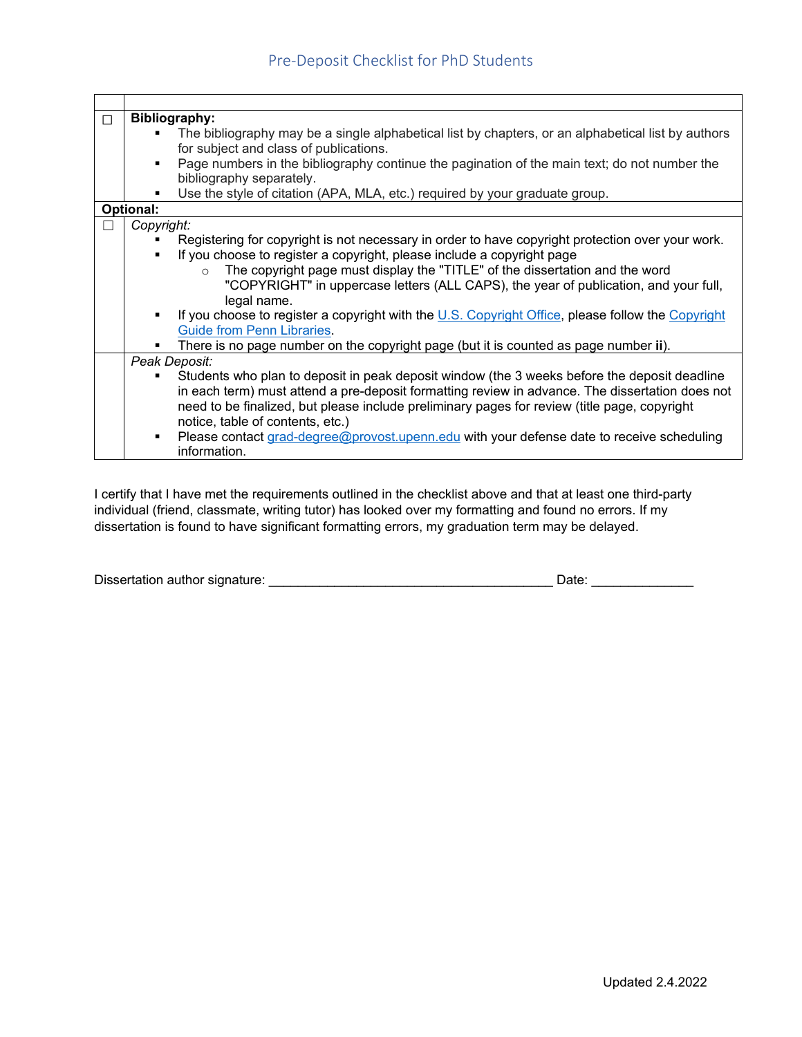## Pre-Deposit Checklist for PhD Students

| | |
|---|---|
| ☐ | **Bibliography:**<br>▪ The bibliography may be a single alphabetical list by chapters, or an alphabetical list by authors for subject and class of publications.<br>▪ Page numbers in the bibliography continue the pagination of the main text; do not number the bibliography separately.<br>▪ Use the style of citation (APA, MLA, etc.) required by your graduate group. |
| **Optional:** | |
| ☐ | *Copyright:*<br>▪ Registering for copyright is not necessary in order to have copyright protection over your work.<br>▪ If you choose to register a copyright, please include a copyright page<br>&nbsp;&nbsp;&nbsp;&nbsp;○ The copyright page must display the "TITLE" of the dissertation and the word "COPYRIGHT" in uppercase letters (ALL CAPS), the year of publication, and your full, legal name.<br>▪ If you choose to register a copyright with the U.S. Copyright Office, please follow the Copyright Guide from Penn Libraries.<br>▪ There is no page number on the copyright page (but it is counted as page number **ii**). |
| | *Peak Deposit:*<br>▪ Students who plan to deposit in peak deposit window (the 3 weeks before the deposit deadline in each term) must attend a pre-deposit formatting review in advance. The dissertation does not need to be finalized, but please include preliminary pages for review (title page, copyright notice, table of contents, etc.)<br>▪ Please contact grad-degree@provost.upenn.edu with your defense date to receive scheduling information. |

I certify that I have met the requirements outlined in the checklist above and that at least one third-party individual (friend, classmate, writing tutor) has looked over my formatting and found no errors. If my dissertation is found to have significant formatting errors, my graduation term may be delayed.

Dissertation author signature: _______________________________________ Date: _____________

Updated 2.4.2022